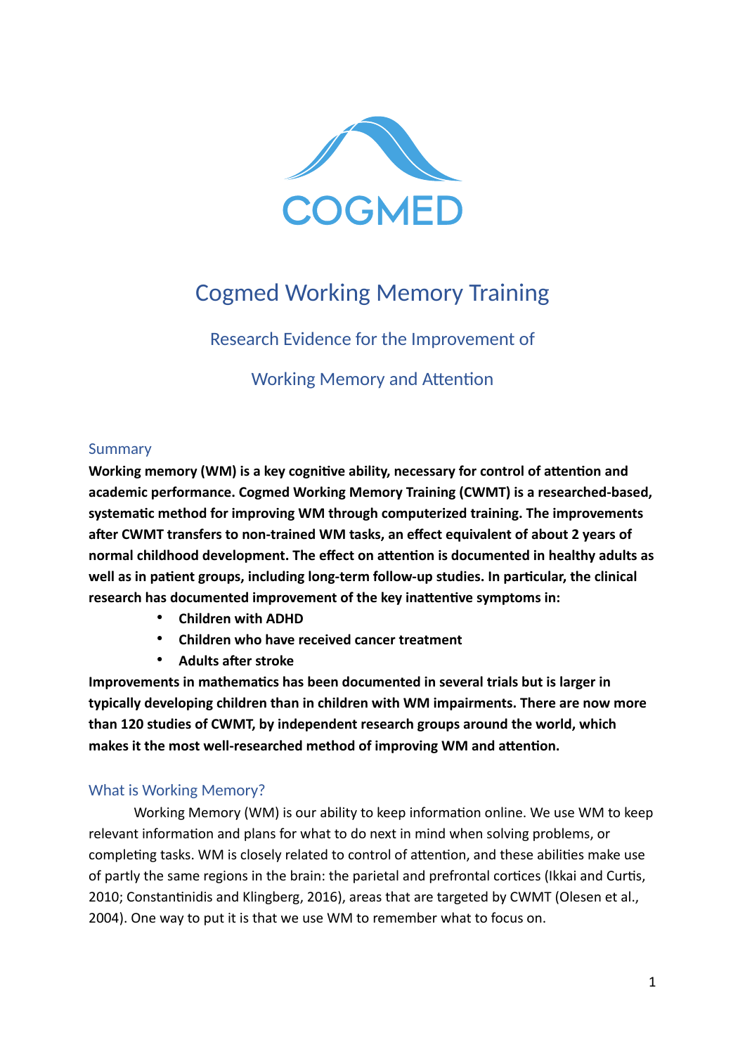COGMED

# Cogmed Working Memory Training

### Research Evidence for the Improvement of

### Working Memory and Attention

## Summary

**Working memory (WM) is a key cognitive ability, necessary for control of attention and academic performance. Cogmed Working Memory Training (CWMT) is a researched-based, systematic method for improving WM through computerized training. The improvements after CWMT transfers to non-trained WM tasks, an effect equivalent of about 2 years of normal childhood development. The effect on attention is documented in healthy adults as well as in patient groups, including long-term follow-up studies. In particular, the clinical research has documented improvement of the key inattentive symptoms in:**

- **Children with ADHD**
- **Children who have received cancer treatment**
- **Adults after stroke**

**Improvements in mathematics has been documented in several trials but is larger in typically developing children than in children with WM impairments. There are now more than 120 studies of CWMT, by independent research groups around the world, which makes it the most well-researched method of improving WM and attention.**

## What is Working Memory?

Working Memory (WM) is our ability to keep information online. We use WM to keep relevant information and plans for what to do next in mind when solving problems, or completing tasks. WM is closely related to control of attention, and these abilities make use of partly the same regions in the brain: the parietal and prefrontal cortices (Ikkai and Curtis, 2010; Constantinidis and Klingberg, 2016), areas that are targeted by CWMT (Olesen et al., 2004). One way to put it is that we use WM to remember what to focus on.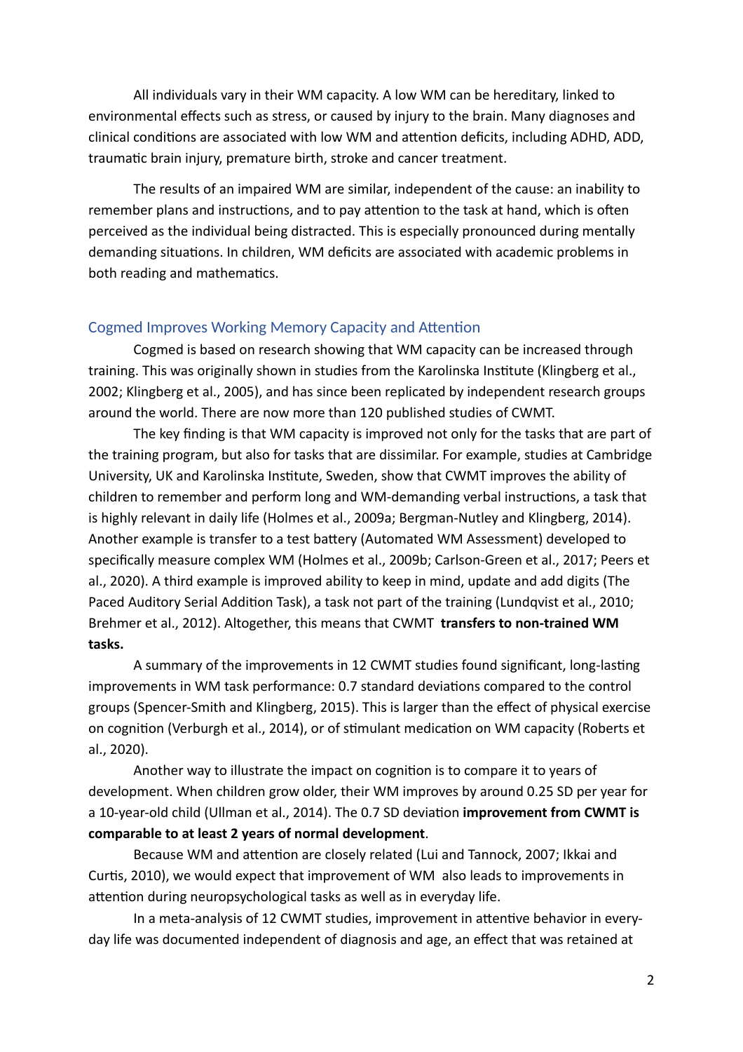All individuals vary in their WM capacity. A low WM can be hereditary, linked to environmental effects such as stress, or caused by injury to the brain. Many diagnoses and clinical conditions are associated with low WM and attention deficits, including ADHD, ADD, traumatic brain injury, premature birth, stroke and cancer treatment.

The results of an impaired WM are similar, independent of the cause: an inability to remember plans and instructions, and to pay attention to the task at hand, which is often perceived as the individual being distracted. This is especially pronounced during mentally demanding situations. In children, WM deficits are associated with academic problems in both reading and mathematics.

## Cogmed Improves Working Memory Capacity and Attention

Cogmed is based on research showing that WM capacity can be increased through training. This was originally shown in studies from the Karolinska Institute (Klingberg et al., 2002; Klingberg et al., 2005), and has since been replicated by independent research groups around the world. There are now more than 120 published studies of CWMT.

The key finding is that WM capacity is improved not only for the tasks that are part of the training program, but also for tasks that are dissimilar. For example, studies at Cambridge University, UK and Karolinska Institute, Sweden, show that CWMT improves the ability of children to remember and perform long and WM-demanding verbal instructions, a task that is highly relevant in daily life (Holmes et al., 2009a; Bergman-Nutley and Klingberg, 2014). Another example is transfer to a test battery (Automated WM Assessment) developed to specifically measure complex WM (Holmes et al., 2009b; Carlson-Green et al., 2017; Peers et al., 2020). A third example is improved ability to keep in mind, update and add digits (The Paced Auditory Serial Addition Task), a task not part of the training (Lundqvist et al., 2010; Brehmer et al., 2012). Altogether, this means that CWMT **transfers to non-trained WM tasks.**

A summary of the improvements in 12 CWMT studies found significant, long-lasting improvements in WM task performance: 0.7 standard deviations compared to the control groups (Spencer-Smith and Klingberg, 2015). This is larger than the effect of physical exercise on cognition (Verburgh et al., 2014), or of stimulant medication on WM capacity (Roberts et al., 2020).

Another way to illustrate the impact on cognition is to compare it to years of development. When children grow older, their WM improves by around 0.25 SD per year for a 10-year-old child (Ullman et al., 2014). The 0.7 SD deviation **improvement from CWMT is comparable to at least 2 years of normal development**.

Because WM and attention are closely related (Lui and Tannock, 2007; Ikkai and Curtis, 2010), we would expect that improvement of WM also leads to improvements in attention during neuropsychological tasks as well as in everyday life.

In a meta-analysis of 12 CWMT studies, improvement in attentive behavior in every-day life was documented independent of diagnosis and age, an effect that was retained at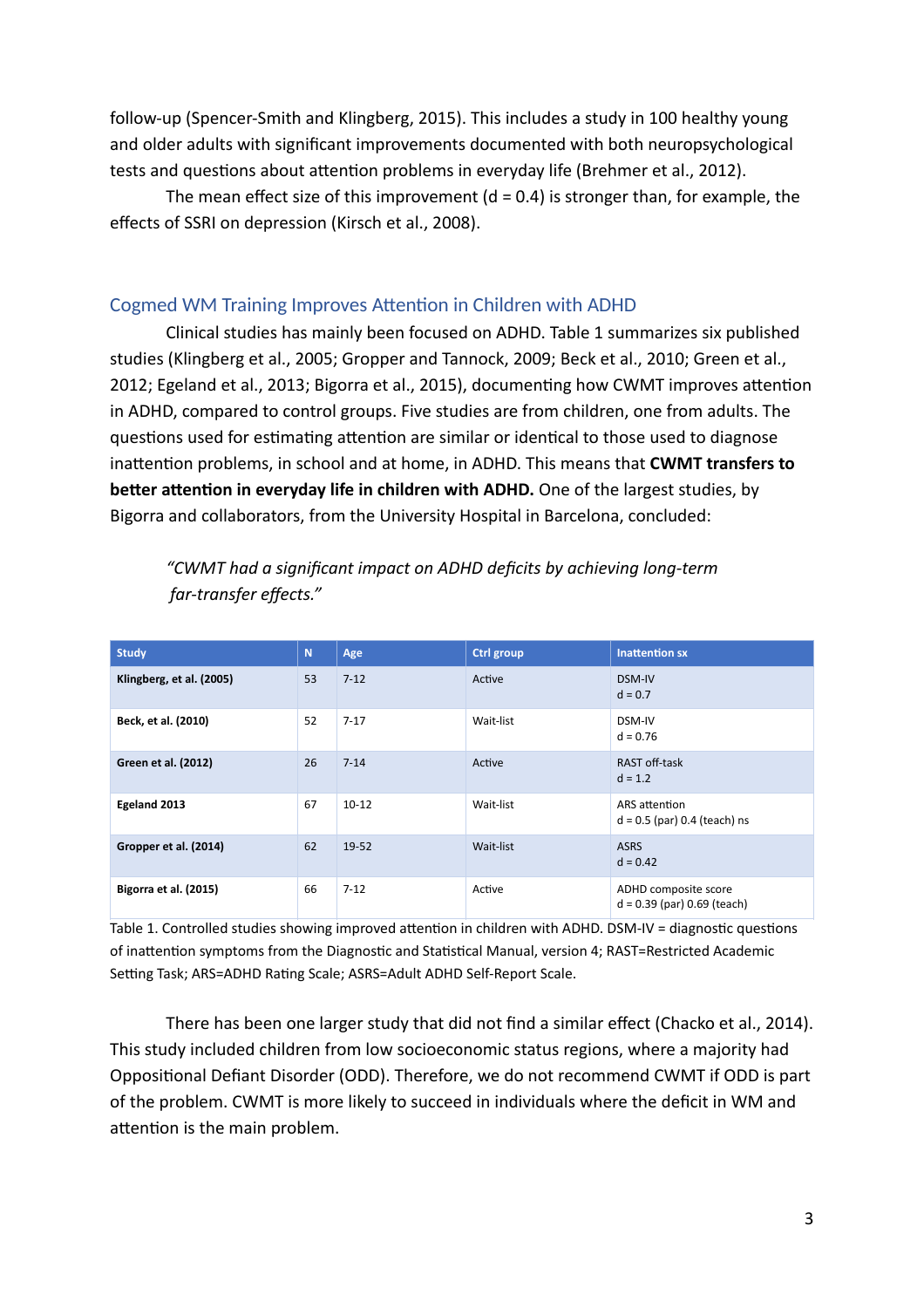follow-up (Spencer-Smith and Klingberg, 2015). This includes a study in 100 healthy young and older adults with significant improvements documented with both neuropsychological tests and questions about attention problems in everyday life (Brehmer et al., 2012).

The mean effect size of this improvement (d = 0.4) is stronger than, for example, the effects of SSRI on depression (Kirsch et al., 2008).

## Cogmed WM Training Improves Attention in Children with ADHD

Clinical studies has mainly been focused on ADHD. Table 1 summarizes six published studies (Klingberg et al., 2005; Gropper and Tannock, 2009; Beck et al., 2010; Green et al., 2012; Egeland et al., 2013; Bigorra et al., 2015), documenting how CWMT improves attention in ADHD, compared to control groups. Five studies are from children, one from adults. The questions used for estimating attention are similar or identical to those used to diagnose inattention problems, in school and at home, in ADHD. This means that **CWMT transfers to better attention in everyday life in children with ADHD.** One of the largest studies, by Bigorra and collaborators, from the University Hospital in Barcelona, concluded:

> *"CWMT had a significant impact on ADHD deficits by achieving long-term far-transfer effects."*

| Study | N | Age | Ctrl group | Inattention sx |
|---|---|---|---|---|
| **Klingberg, et al. (2005)** | 53 | 7-12 | Active | DSM-IV<br>d = 0.7 |
| **Beck, et al. (2010)** | 52 | 7-17 | Wait-list | DSM-IV<br>d = 0.76 |
| **Green et al. (2012)** | 26 | 7-14 | Active | RAST off-task<br>d = 1.2 |
| **Egeland 2013** | 67 | 10-12 | Wait-list | ARS attention<br>d = 0.5 (par) 0.4 (teach) ns |
| **Gropper et al. (2014)** | 62 | 19-52 | Wait-list | ASRS<br>d = 0.42 |
| **Bigorra et al. (2015)** | 66 | 7-12 | Active | ADHD composite score<br>d = 0.39 (par) 0.69 (teach) |

Table 1. Controlled studies showing improved attention in children with ADHD. DSM-IV = diagnostic questions of inattention symptoms from the Diagnostic and Statistical Manual, version 4; RAST=Restricted Academic Setting Task; ARS=ADHD Rating Scale; ASRS=Adult ADHD Self-Report Scale.

There has been one larger study that did not find a similar effect (Chacko et al., 2014). This study included children from low socioeconomic status regions, where a majority had Oppositional Defiant Disorder (ODD). Therefore, we do not recommend CWMT if ODD is part of the problem. CWMT is more likely to succeed in individuals where the deficit in WM and attention is the main problem.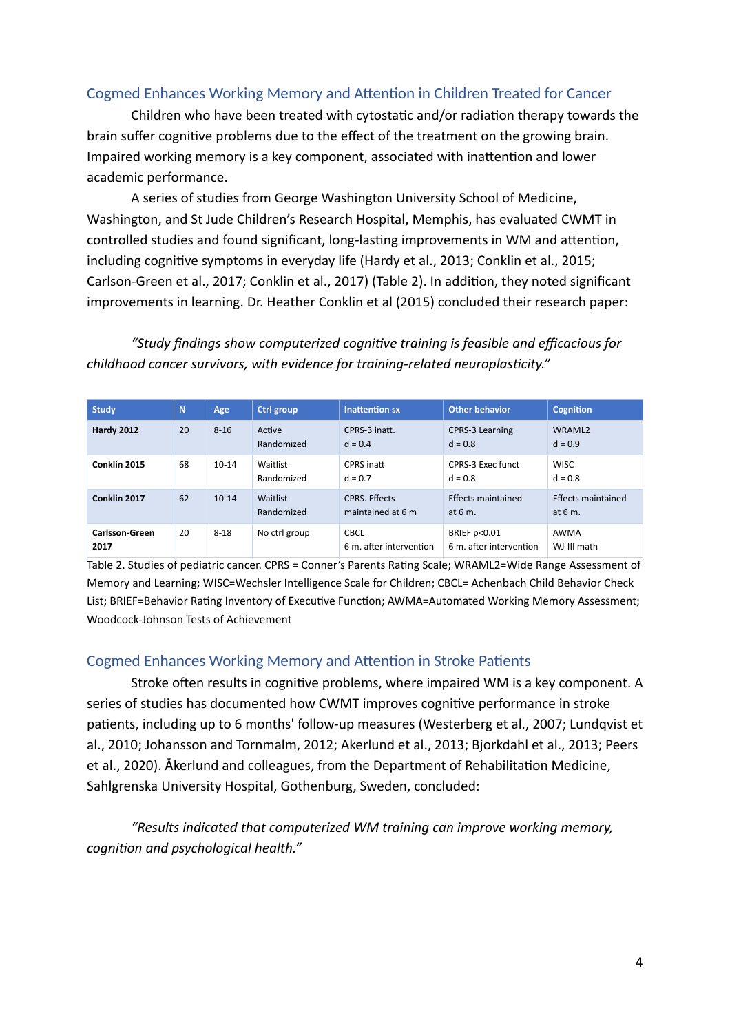## Cogmed Enhances Working Memory and Attention in Children Treated for Cancer

Children who have been treated with cytostatic and/or radiation therapy towards the brain suffer cognitive problems due to the effect of the treatment on the growing brain. Impaired working memory is a key component, associated with inattention and lower academic performance.

A series of studies from George Washington University School of Medicine, Washington, and St Jude Children's Research Hospital, Memphis, has evaluated CWMT in controlled studies and found significant, long-lasting improvements in WM and attention, including cognitive symptoms in everyday life (Hardy et al., 2013; Conklin et al., 2015; Carlson-Green et al., 2017; Conklin et al., 2017) (Table 2). In addition, they noted significant improvements in learning. Dr. Heather Conklin et al (2015) concluded their research paper:

*"Study findings show computerized cognitive training is feasible and efficacious for childhood cancer survivors, with evidence for training-related neuroplasticity."*

| Study | N | Age | Ctrl group | Inattention sx | Other behavior | Cognition |
|---|---|---|---|---|---|---|
| **Hardy 2012** | 20 | 8-16 | Active Randomized | CPRS-3 inatt. d = 0.4 | CPRS-3 Learning d = 0.8 | WRAML2 d = 0.9 |
| **Conklin 2015** | 68 | 10-14 | Waitlist Randomized | CPRS inatt d = 0.7 | CPRS-3 Exec funct d = 0.8 | WISC d = 0.8 |
| **Conklin 2017** | 62 | 10-14 | Waitlist Randomized | CPRS. Effects maintained at 6 m | Effects maintained at 6 m. | Effects maintained at 6 m. |
| **Carlsson-Green 2017** | 20 | 8-18 | No ctrl group | CBCL 6 m. after intervention | BRIEF $p<0.01$ 6 m. after intervention | AWMA WJ-III math |

Table 2. Studies of pediatric cancer. CPRS = Conner's Parents Rating Scale; WRAML2=Wide Range Assessment of Memory and Learning; WISC=Wechsler Intelligence Scale for Children; CBCL= Achenbach Child Behavior Check List; BRIEF=Behavior Rating Inventory of Executive Function; AWMA=Automated Working Memory Assessment; Woodcock-Johnson Tests of Achievement

## Cogmed Enhances Working Memory and Attention in Stroke Patients

Stroke often results in cognitive problems, where impaired WM is a key component. A series of studies has documented how CWMT improves cognitive performance in stroke patients, including up to 6 months' follow-up measures (Westerberg et al., 2007; Lundqvist et al., 2010; Johansson and Tornmalm, 2012; Akerlund et al., 2013; Bjorkdahl et al., 2013; Peers et al., 2020). Åkerlund and colleagues, from the Department of Rehabilitation Medicine, Sahlgrenska University Hospital, Gothenburg, Sweden, concluded:

*"Results indicated that computerized WM training can improve working memory, cognition and psychological health."*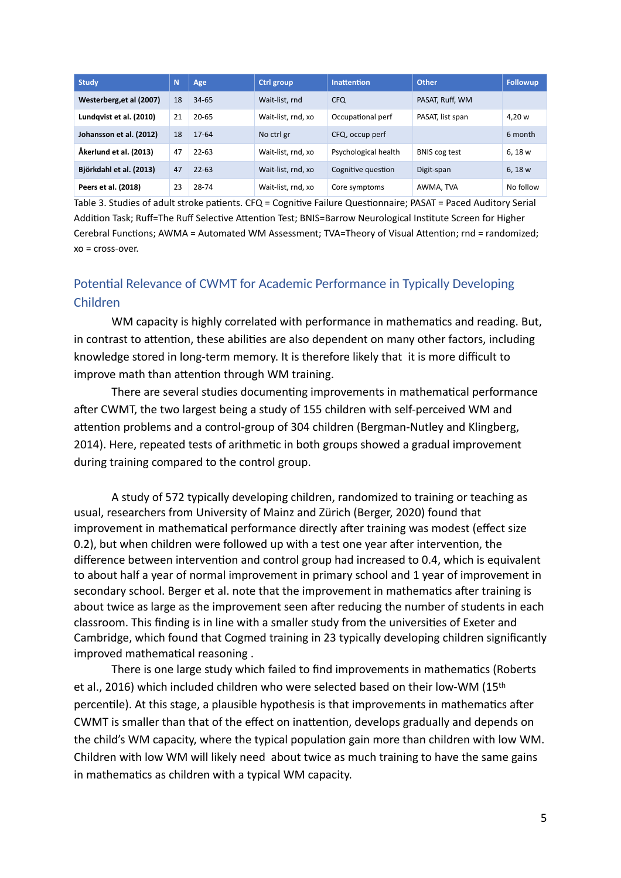| Study | N | Age | Ctrl group | Inattention | Other | Followup |
|---|---|---|---|---|---|---|
| **Westerberg,et al (2007)** | 18 | 34-65 | Wait-list, rnd | CFQ | PASAT, Ruff, WM | |
| **Lundqvist et al. (2010)** | 21 | 20-65 | Wait-list, rnd, xo | Occupational perf | PASAT, list span | 4,20 w |
| **Johansson et al. (2012)** | 18 | 17-64 | No ctrl gr | CFQ, occup perf | | 6 month |
| **Åkerlund et al. (2013)** | 47 | 22-63 | Wait-list, rnd, xo | Psychological health | BNIS cog test | 6, 18 w |
| **Björkdahl et al. (2013)** | 47 | 22-63 | Wait-list, rnd, xo | Cognitive question | Digit-span | 6, 18 w |
| **Peers et al. (2018)** | 23 | 28-74 | Wait-list, rnd, xo | Core symptoms | AWMA, TVA | No follow |

Table 3. Studies of adult stroke patients. CFQ = Cognitive Failure Questionnaire; PASAT = Paced Auditory Serial Addition Task; Ruff=The Ruff Selective Attention Test; BNIS=Barrow Neurological Institute Screen for Higher Cerebral Functions; AWMA = Automated WM Assessment; TVA=Theory of Visual Attention; rnd = randomized; xo = cross-over.

## Potential Relevance of CWMT for Academic Performance in Typically Developing Children

WM capacity is highly correlated with performance in mathematics and reading. But, in contrast to attention, these abilities are also dependent on many other factors, including knowledge stored in long-term memory. It is therefore likely that it is more difficult to improve math than attention through WM training.

There are several studies documenting improvements in mathematical performance after CWMT, the two largest being a study of 155 children with self-perceived WM and attention problems and a control-group of 304 children (Bergman-Nutley and Klingberg, 2014). Here, repeated tests of arithmetic in both groups showed a gradual improvement during training compared to the control group.

A study of 572 typically developing children, randomized to training or teaching as usual, researchers from University of Mainz and Zürich (Berger, 2020) found that improvement in mathematical performance directly after training was modest (effect size 0.2), but when children were followed up with a test one year after intervention, the difference between intervention and control group had increased to 0.4, which is equivalent to about half a year of normal improvement in primary school and 1 year of improvement in secondary school. Berger et al. note that the improvement in mathematics after training is about twice as large as the improvement seen after reducing the number of students in each classroom. This finding is in line with a smaller study from the universities of Exeter and Cambridge, which found that Cogmed training in 23 typically developing children significantly improved mathematical reasoning .

There is one large study which failed to find improvements in mathematics (Roberts et al., 2016) which included children who were selected based on their low-WM (15th percentile). At this stage, a plausible hypothesis is that improvements in mathematics after CWMT is smaller than that of the effect on inattention, develops gradually and depends on the child's WM capacity, where the typical population gain more than children with low WM. Children with low WM will likely need about twice as much training to have the same gains in mathematics as children with a typical WM capacity.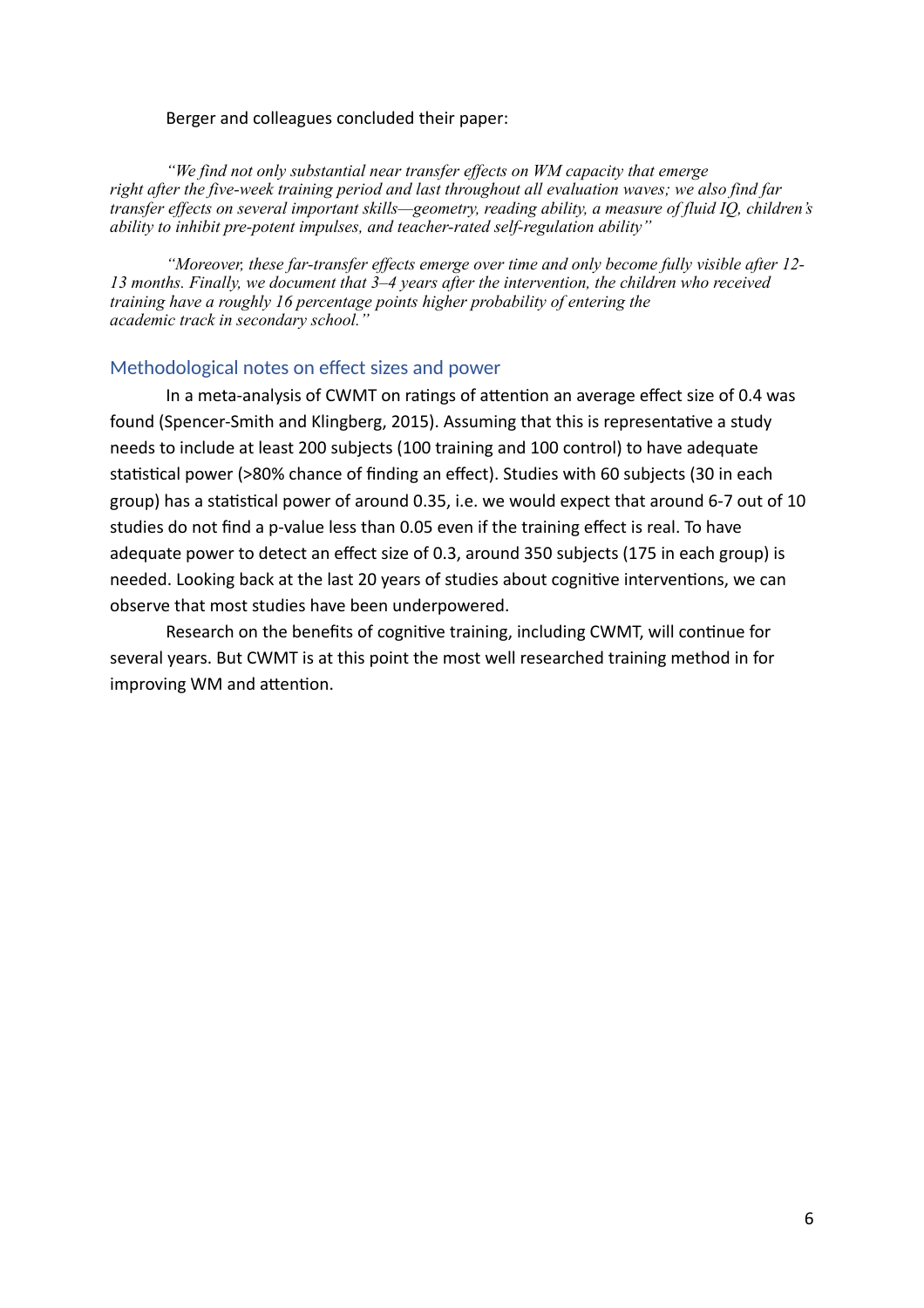Berger and colleagues concluded their paper:

*"We find not only substantial near transfer effects on WM capacity that emerge right after the five-week training period and last throughout all evaluation waves; we also find far transfer effects on several important skills—geometry, reading ability, a measure of fluid IQ, children's ability to inhibit pre-potent impulses, and teacher-rated self-regulation ability"*

*"Moreover, these far-transfer effects emerge over time and only become fully visible after 12-13 months. Finally, we document that 3–4 years after the intervention, the children who received training have a roughly 16 percentage points higher probability of entering the academic track in secondary school."*

## Methodological notes on effect sizes and power

In a meta-analysis of CWMT on ratings of attention an average effect size of 0.4 was found (Spencer-Smith and Klingberg, 2015). Assuming that this is representative a study needs to include at least 200 subjects (100 training and 100 control) to have adequate statistical power (>80% chance of finding an effect). Studies with 60 subjects (30 in each group) has a statistical power of around 0.35, i.e. we would expect that around 6-7 out of 10 studies do not find a p-value less than 0.05 even if the training effect is real. To have adequate power to detect an effect size of 0.3, around 350 subjects (175 in each group) is needed. Looking back at the last 20 years of studies about cognitive interventions, we can observe that most studies have been underpowered.

Research on the benefits of cognitive training, including CWMT, will continue for several years. But CWMT is at this point the most well researched training method in for improving WM and attention.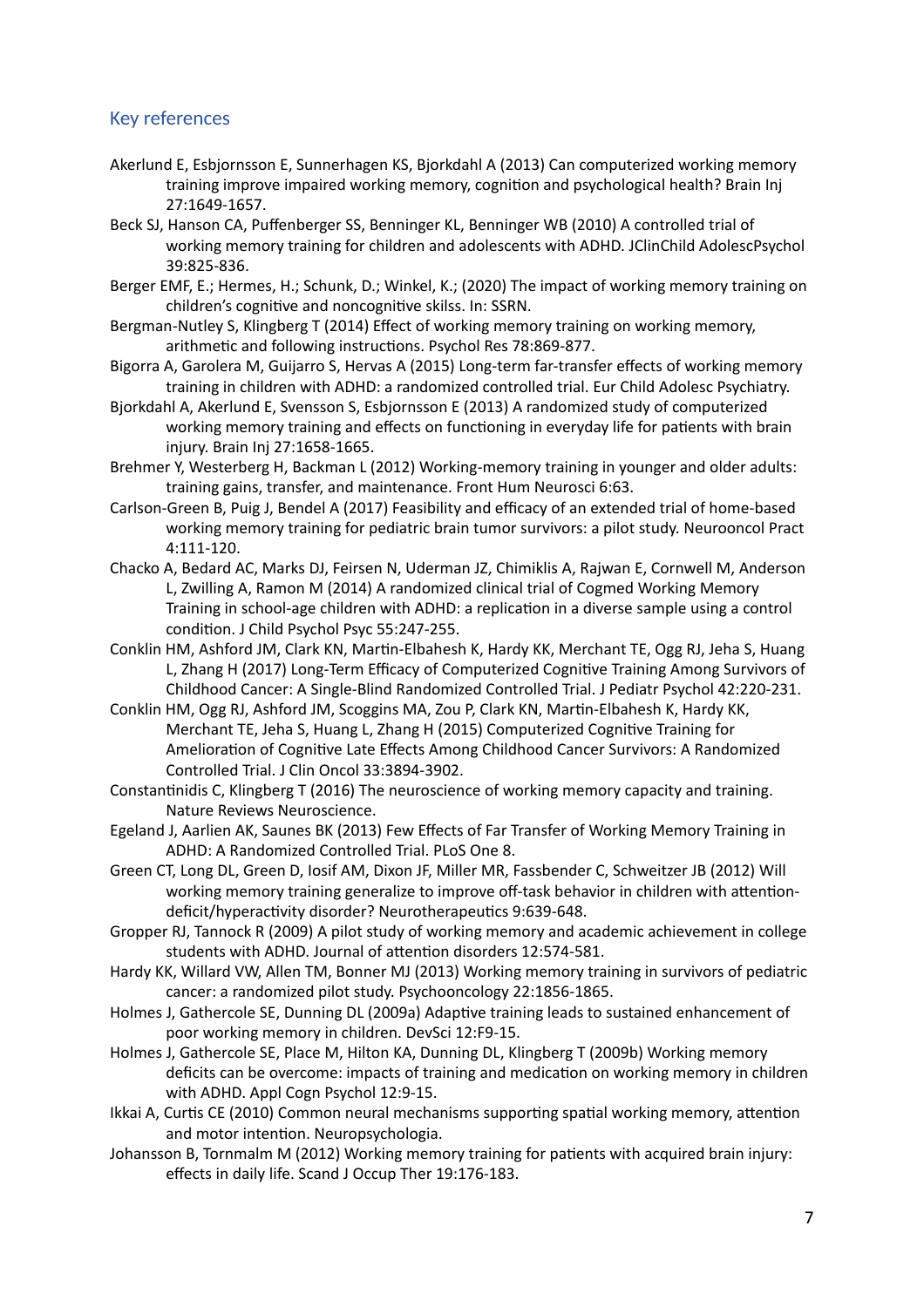## Key references

Akerlund E, Esbjornsson E, Sunnerhagen KS, Bjorkdahl A (2013) Can computerized working memory training improve impaired working memory, cognition and psychological health? Brain Inj 27:1649-1657.

Beck SJ, Hanson CA, Puffenberger SS, Benninger KL, Benninger WB (2010) A controlled trial of working memory training for children and adolescents with ADHD. JClinChild AdolescPsychol 39:825-836.

Berger EMF, E.; Hermes, H.; Schunk, D.; Winkel, K.; (2020) The impact of working memory training on children's cognitive and noncognitive skilss. In: SSRN.

Bergman-Nutley S, Klingberg T (2014) Effect of working memory training on working memory, arithmetic and following instructions. Psychol Res 78:869-877.

Bigorra A, Garolera M, Guijarro S, Hervas A (2015) Long-term far-transfer effects of working memory training in children with ADHD: a randomized controlled trial. Eur Child Adolesc Psychiatry.

Bjorkdahl A, Akerlund E, Svensson S, Esbjornsson E (2013) A randomized study of computerized working memory training and effects on functioning in everyday life for patients with brain injury. Brain Inj 27:1658-1665.

Brehmer Y, Westerberg H, Backman L (2012) Working-memory training in younger and older adults: training gains, transfer, and maintenance. Front Hum Neurosci 6:63.

Carlson-Green B, Puig J, Bendel A (2017) Feasibility and efficacy of an extended trial of home-based working memory training for pediatric brain tumor survivors: a pilot study. Neurooncol Pract 4:111-120.

Chacko A, Bedard AC, Marks DJ, Feirsen N, Uderman JZ, Chimiklis A, Rajwan E, Cornwell M, Anderson L, Zwilling A, Ramon M (2014) A randomized clinical trial of Cogmed Working Memory Training in school-age children with ADHD: a replication in a diverse sample using a control condition. J Child Psychol Psyc 55:247-255.

Conklin HM, Ashford JM, Clark KN, Martin-Elbahesh K, Hardy KK, Merchant TE, Ogg RJ, Jeha S, Huang L, Zhang H (2017) Long-Term Efficacy of Computerized Cognitive Training Among Survivors of Childhood Cancer: A Single-Blind Randomized Controlled Trial. J Pediatr Psychol 42:220-231.

Conklin HM, Ogg RJ, Ashford JM, Scoggins MA, Zou P, Clark KN, Martin-Elbahesh K, Hardy KK, Merchant TE, Jeha S, Huang L, Zhang H (2015) Computerized Cognitive Training for Amelioration of Cognitive Late Effects Among Childhood Cancer Survivors: A Randomized Controlled Trial. J Clin Oncol 33:3894-3902.

Constantinidis C, Klingberg T (2016) The neuroscience of working memory capacity and training. Nature Reviews Neuroscience.

Egeland J, Aarlien AK, Saunes BK (2013) Few Effects of Far Transfer of Working Memory Training in ADHD: A Randomized Controlled Trial. PLoS One 8.

Green CT, Long DL, Green D, Iosif AM, Dixon JF, Miller MR, Fassbender C, Schweitzer JB (2012) Will working memory training generalize to improve off-task behavior in children with attention-deficit/hyperactivity disorder? Neurotherapeutics 9:639-648.

Gropper RJ, Tannock R (2009) A pilot study of working memory and academic achievement in college students with ADHD. Journal of attention disorders 12:574-581.

Hardy KK, Willard VW, Allen TM, Bonner MJ (2013) Working memory training in survivors of pediatric cancer: a randomized pilot study. Psychooncology 22:1856-1865.

Holmes J, Gathercole SE, Dunning DL (2009a) Adaptive training leads to sustained enhancement of poor working memory in children. DevSci 12:F9-15.

Holmes J, Gathercole SE, Place M, Hilton KA, Dunning DL, Klingberg T (2009b) Working memory deficits can be overcome: impacts of training and medication on working memory in children with ADHD. Appl Cogn Psychol 12:9-15.

Ikkai A, Curtis CE (2010) Common neural mechanisms supporting spatial working memory, attention and motor intention. Neuropsychologia.

Johansson B, Tornmalm M (2012) Working memory training for patients with acquired brain injury: effects in daily life. Scand J Occup Ther 19:176-183.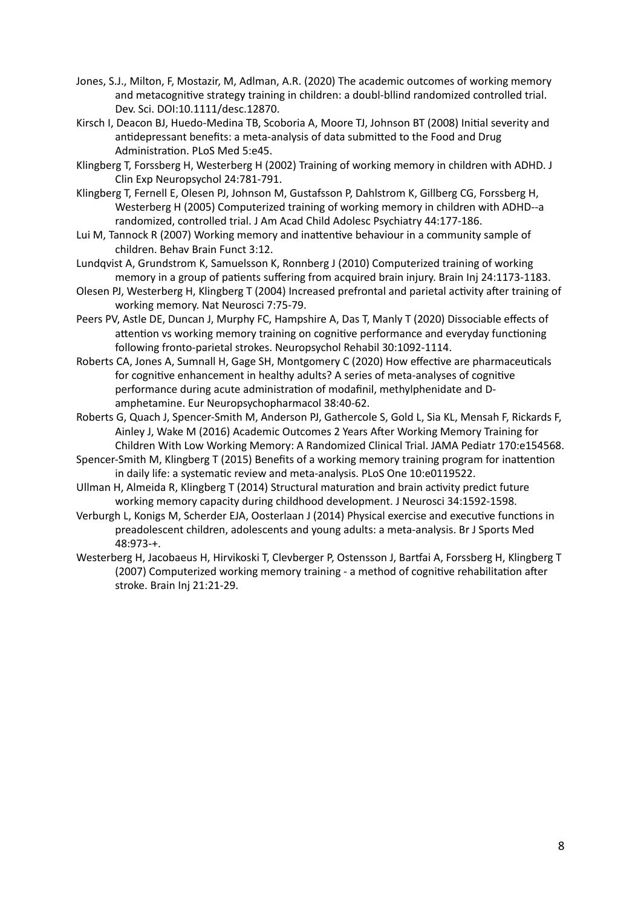Jones, S.J., Milton, F, Mostazir, M, Adlman, A.R. (2020) The academic outcomes of working memory and metacognitive strategy training in children: a doubl-bllind randomized controlled trial. Dev. Sci. DOI:10.1111/desc.12870.

Kirsch I, Deacon BJ, Huedo-Medina TB, Scoboria A, Moore TJ, Johnson BT (2008) Initial severity and antidepressant benefits: a meta-analysis of data submitted to the Food and Drug Administration. PLoS Med 5:e45.

Klingberg T, Forssberg H, Westerberg H (2002) Training of working memory in children with ADHD. J Clin Exp Neuropsychol 24:781-791.

Klingberg T, Fernell E, Olesen PJ, Johnson M, Gustafsson P, Dahlstrom K, Gillberg CG, Forssberg H, Westerberg H (2005) Computerized training of working memory in children with ADHD--a randomized, controlled trial. J Am Acad Child Adolesc Psychiatry 44:177-186.

Lui M, Tannock R (2007) Working memory and inattentive behaviour in a community sample of children. Behav Brain Funct 3:12.

Lundqvist A, Grundstrom K, Samuelsson K, Ronnberg J (2010) Computerized training of working memory in a group of patients suffering from acquired brain injury. Brain Inj 24:1173-1183.

Olesen PJ, Westerberg H, Klingberg T (2004) Increased prefrontal and parietal activity after training of working memory. Nat Neurosci 7:75-79.

Peers PV, Astle DE, Duncan J, Murphy FC, Hampshire A, Das T, Manly T (2020) Dissociable effects of attention vs working memory training on cognitive performance and everyday functioning following fronto-parietal strokes. Neuropsychol Rehabil 30:1092-1114.

Roberts CA, Jones A, Sumnall H, Gage SH, Montgomery C (2020) How effective are pharmaceuticals for cognitive enhancement in healthy adults? A series of meta-analyses of cognitive performance during acute administration of modafinil, methylphenidate and D-amphetamine. Eur Neuropsychopharmacol 38:40-62.

Roberts G, Quach J, Spencer-Smith M, Anderson PJ, Gathercole S, Gold L, Sia KL, Mensah F, Rickards F, Ainley J, Wake M (2016) Academic Outcomes 2 Years After Working Memory Training for Children With Low Working Memory: A Randomized Clinical Trial. JAMA Pediatr 170:e154568.

Spencer-Smith M, Klingberg T (2015) Benefits of a working memory training program for inattention in daily life: a systematic review and meta-analysis. PLoS One 10:e0119522.

Ullman H, Almeida R, Klingberg T (2014) Structural maturation and brain activity predict future working memory capacity during childhood development. J Neurosci 34:1592-1598.

Verburgh L, Konigs M, Scherder EJA, Oosterlaan J (2014) Physical exercise and executive functions in preadolescent children, adolescents and young adults: a meta-analysis. Br J Sports Med 48:973-+.

Westerberg H, Jacobaeus H, Hirvikoski T, Clevberger P, Ostensson J, Bartfai A, Forssberg H, Klingberg T (2007) Computerized working memory training - a method of cognitive rehabilitation after stroke. Brain Inj 21:21-29.